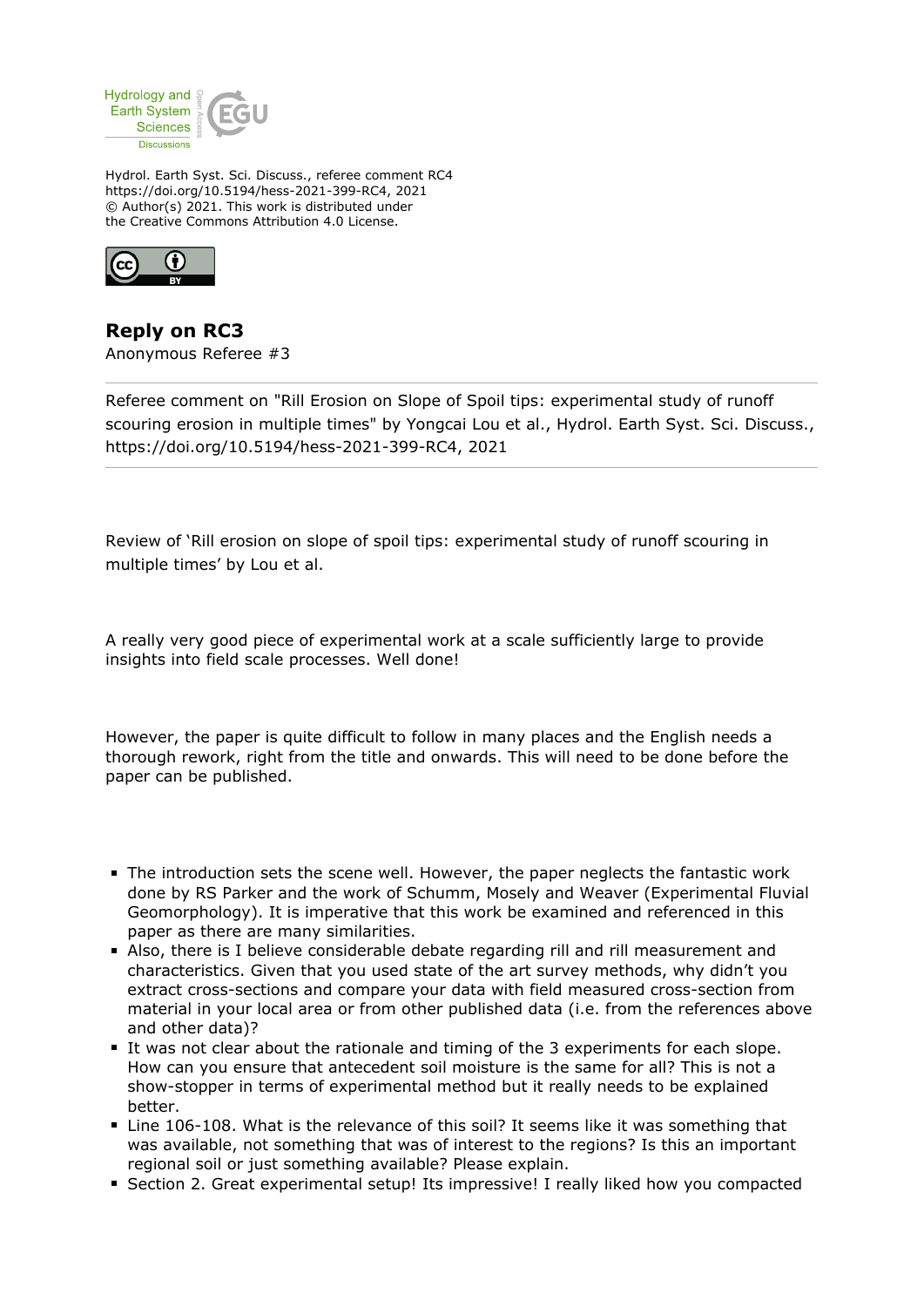Hydrol. Earth Syst. Sci. Discuss., referee comment RC4
https://doi.org/10.5194/hess-2021-399-RC4, 2021
© Author(s) 2021. This work is distributed under
the Creative Commons Attribution 4.0 License.

## Reply on RC3

Anonymous Referee #3

Referee comment on "Rill Erosion on Slope of Spoil tips: experimental study of runoff scouring erosion in multiple times" by Yongcai Lou et al., Hydrol. Earth Syst. Sci. Discuss., https://doi.org/10.5194/hess-2021-399-RC4, 2021

Review of 'Rill erosion on slope of spoil tips: experimental study of runoff scouring in multiple times' by Lou et al.

A really very good piece of experimental work at a scale sufficiently large to provide insights into field scale processes. Well done!

However, the paper is quite difficult to follow in many places and the English needs a thorough rework, right from the title and onwards. This will need to be done before the paper can be published.

- The introduction sets the scene well. However, the paper neglects the fantastic work done by RS Parker and the work of Schumm, Mosely and Weaver (Experimental Fluvial Geomorphology). It is imperative that this work be examined and referenced in this paper as there are many similarities.
- Also, there is I believe considerable debate regarding rill and rill measurement and characteristics. Given that you used state of the art survey methods, why didn't you extract cross-sections and compare your data with field measured cross-section from material in your local area or from other published data (i.e. from the references above and other data)?
- It was not clear about the rationale and timing of the 3 experiments for each slope. How can you ensure that antecedent soil moisture is the same for all? This is not a show-stopper in terms of experimental method but it really needs to be explained better.
- Line 106-108. What is the relevance of this soil? It seems like it was something that was available, not something that was of interest to the regions? Is this an important regional soil or just something available? Please explain.
- Section 2. Great experimental setup! Its impressive! I really liked how you compacted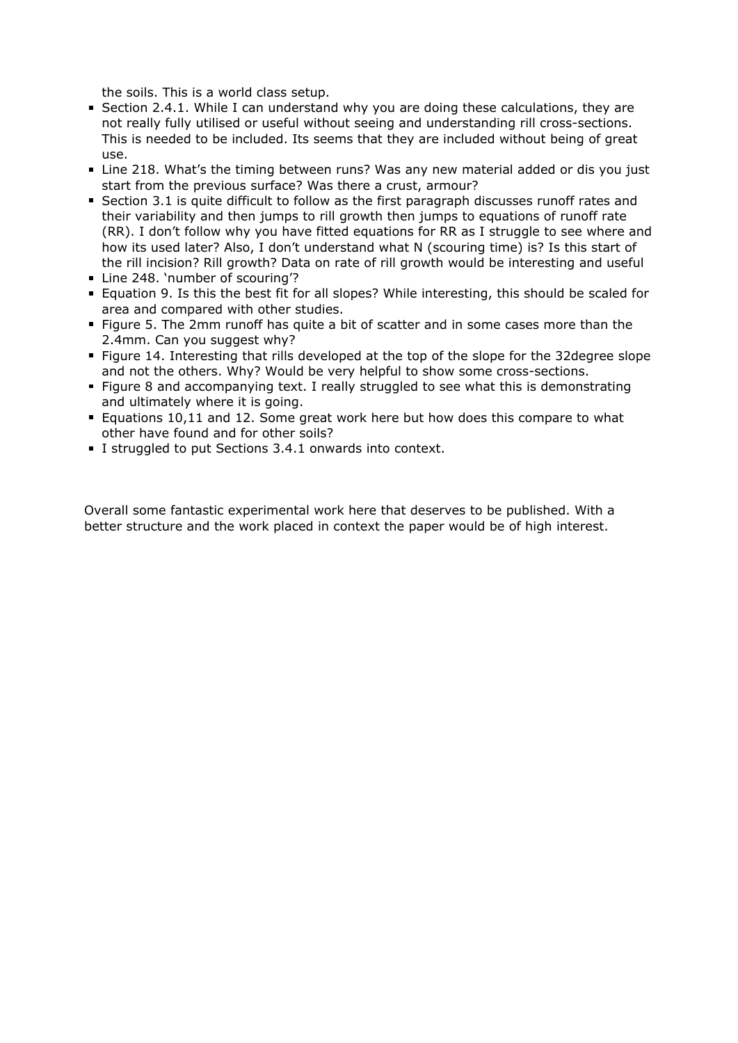the soils. This is a world class setup.

- Section 2.4.1. While I can understand why you are doing these calculations, they are not really fully utilised or useful without seeing and understanding rill cross-sections. This is needed to be included. Its seems that they are included without being of great use.
- Line 218. What's the timing between runs? Was any new material added or dis you just start from the previous surface? Was there a crust, armour?
- Section 3.1 is quite difficult to follow as the first paragraph discusses runoff rates and their variability and then jumps to rill growth then jumps to equations of runoff rate (RR). I don't follow why you have fitted equations for RR as I struggle to see where and how its used later? Also, I don't understand what N (scouring time) is? Is this start of the rill incision? Rill growth? Data on rate of rill growth would be interesting and useful
- Line 248. 'number of scouring'?
- Equation 9. Is this the best fit for all slopes? While interesting, this should be scaled for area and compared with other studies.
- Figure 5. The 2mm runoff has quite a bit of scatter and in some cases more than the 2.4mm. Can you suggest why?
- Figure 14. Interesting that rills developed at the top of the slope for the 32degree slope and not the others. Why? Would be very helpful to show some cross-sections.
- Figure 8 and accompanying text. I really struggled to see what this is demonstrating and ultimately where it is going.
- Equations 10,11 and 12. Some great work here but how does this compare to what other have found and for other soils?
- I struggled to put Sections 3.4.1 onwards into context.

Overall some fantastic experimental work here that deserves to be published. With a better structure and the work placed in context the paper would be of high interest.